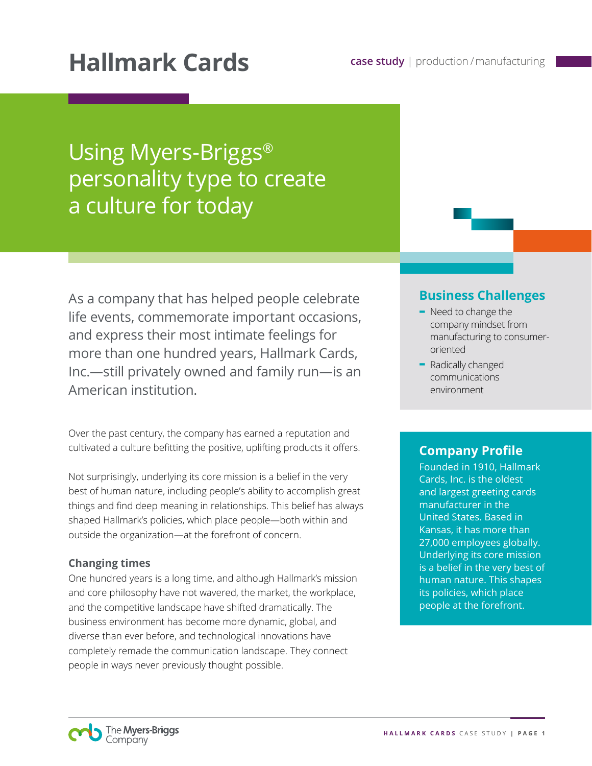# Hallmark Cards

**case study** | production / manufacturing

## Using Myers-Briggs® personality type to create a culture for today

As a company that has helped people celebrate life events, commemorate important occasions, and express their most intimate feelings for more than one hundred years, Hallmark Cards, Inc.—still privately owned and family run—is an American institution.

Over the past century, the company has earned a reputation and cultivated a culture befitting the positive, uplifting products it offers.

Not surprisingly, underlying its core mission is a belief in the very best of human nature, including people's ability to accomplish great things and find deep meaning in relationships. This belief has always shaped Hallmark's policies, which place people—both within and outside the organization—at the forefront of concern.

### Changing times

One hundred years is a long time, and although Hallmark's mission and core philosophy have not wavered, the market, the workplace, and the competitive landscape have shifted dramatically. The business environment has become more dynamic, global, and diverse than ever before, and technological innovations have completely remade the communication landscape. They connect people in ways never previously thought possible.

### Business Challenges

- Need to change the company mindset from manufacturing to consumer-oriented
- Radically changed communications environment

### Company Profile

Founded in 1910, Hallmark Cards, Inc. is the oldest and largest greeting cards manufacturer in the United States. Based in Kansas, it has more than 27,000 employees globally. Underlying its core mission is a belief in the very best of human nature. This shapes its policies, which place people at the forefront.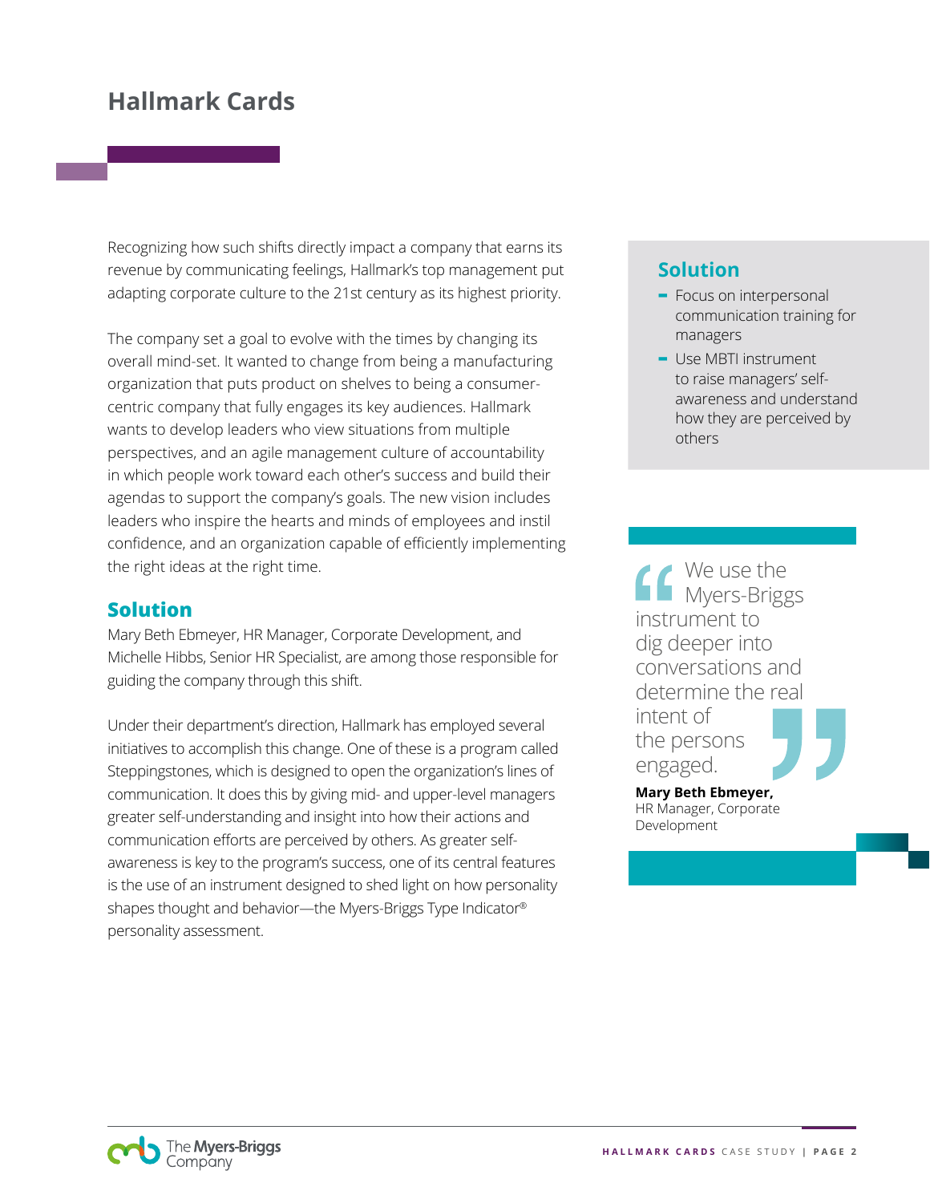## Hallmark Cards

Recognizing how such shifts directly impact a company that earns its revenue by communicating feelings, Hallmark's top management put adapting corporate culture to the 21st century as its highest priority.

The company set a goal to evolve with the times by changing its overall mind-set. It wanted to change from being a manufacturing organization that puts product on shelves to being a consumer-centric company that fully engages its key audiences. Hallmark wants to develop leaders who view situations from multiple perspectives, and an agile management culture of accountability in which people work toward each other's success and build their agendas to support the company's goals. The new vision includes leaders who inspire the hearts and minds of employees and instil confidence, and an organization capable of efficiently implementing the right ideas at the right time.

### Solution

Mary Beth Ebmeyer, HR Manager, Corporate Development, and Michelle Hibbs, Senior HR Specialist, are among those responsible for guiding the company through this shift.

Under their department's direction, Hallmark has employed several initiatives to accomplish this change. One of these is a program called Steppingstones, which is designed to open the organization's lines of communication. It does this by giving mid- and upper-level managers greater self-understanding and insight into how their actions and communication efforts are perceived by others. As greater self-awareness is key to the program's success, one of its central features is the use of an instrument designed to shed light on how personality shapes thought and behavior—the Myers-Briggs Type Indicator® personality assessment.

### Solution

- Focus on interpersonal communication training for managers
- Use MBTI instrument to raise managers' self-awareness and understand how they are perceived by others

> "We use the Myers-Briggs instrument to dig deeper into conversations and determine the real intent of the persons engaged."
>
> **Mary Beth Ebmeyer,** HR Manager, Corporate Development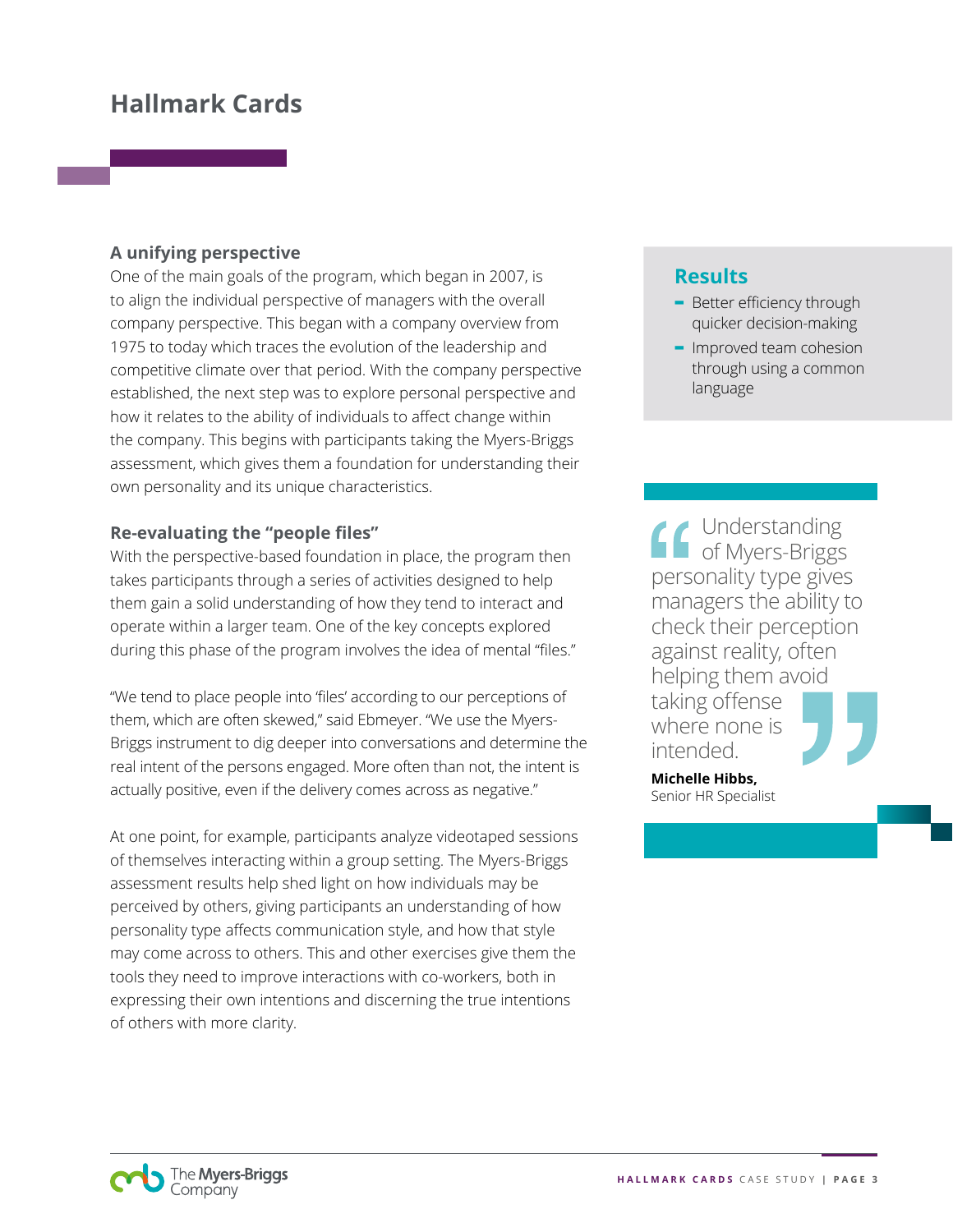# Hallmark Cards

### A unifying perspective

One of the main goals of the program, which began in 2007, is to align the individual perspective of managers with the overall company perspective. This began with a company overview from 1975 to today which traces the evolution of the leadership and competitive climate over that period. With the company perspective established, the next step was to explore personal perspective and how it relates to the ability of individuals to affect change within the company. This begins with participants taking the Myers-Briggs assessment, which gives them a foundation for understanding their own personality and its unique characteristics.

### Re-evaluating the "people files"

With the perspective-based foundation in place, the program then takes participants through a series of activities designed to help them gain a solid understanding of how they tend to interact and operate within a larger team. One of the key concepts explored during this phase of the program involves the idea of mental "files."

"We tend to place people into 'files' according to our perceptions of them, which are often skewed," said Ebmeyer. "We use the Myers-Briggs instrument to dig deeper into conversations and determine the real intent of the persons engaged. More often than not, the intent is actually positive, even if the delivery comes across as negative."

At one point, for example, participants analyze videotaped sessions of themselves interacting within a group setting. The Myers-Briggs assessment results help shed light on how individuals may be perceived by others, giving participants an understanding of how personality type affects communication style, and how that style may come across to others. This and other exercises give them the tools they need to improve interactions with co-workers, both in expressing their own intentions and discerning the true intentions of others with more clarity.

## Results

- Better efficiency through quicker decision-making
- Improved team cohesion through using a common language

> "Understanding of Myers-Briggs personality type gives managers the ability to check their perception against reality, often helping them avoid taking offense where none is intended."
>
> **Michelle Hibbs,**
> Senior HR Specialist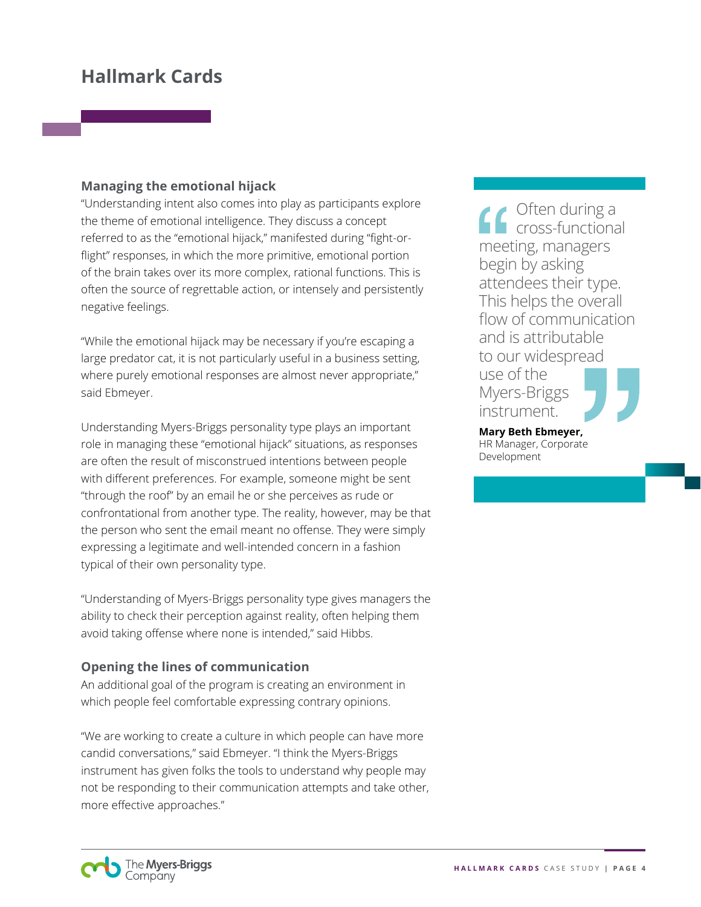## Managing the emotional hijack

"Understanding intent also comes into play as participants explore the theme of emotional intelligence. They discuss a concept referred to as the "emotional hijack," manifested during "fight-or-flight" responses, in which the more primitive, emotional portion of the brain takes over its more complex, rational functions. This is often the source of regrettable action, or intensely and persistently negative feelings.

"While the emotional hijack may be necessary if you're escaping a large predator cat, it is not particularly useful in a business setting, where purely emotional responses are almost never appropriate," said Ebmeyer.

Understanding Myers-Briggs personality type plays an important role in managing these "emotional hijack" situations, as responses are often the result of misconstrued intentions between people with different preferences. For example, someone might be sent "through the roof" by an email he or she perceives as rude or confrontational from another type. The reality, however, may be that the person who sent the email meant no offense. They were simply expressing a legitimate and well-intended concern in a fashion typical of their own personality type.

"Understanding of Myers-Briggs personality type gives managers the ability to check their perception against reality, often helping them avoid taking offense where none is intended," said Hibbs.

## Opening the lines of communication

An additional goal of the program is creating an environment in which people feel comfortable expressing contrary opinions.

"We are working to create a culture in which people can have more candid conversations," said Ebmeyer. "I think the Myers-Briggs instrument has given folks the tools to understand why people may not be responding to their communication attempts and take other, more effective approaches."

> "Often during a cross-functional meeting, managers begin by asking attendees their type. This helps the overall flow of communication and is attributable to our widespread use of the Myers-Briggs instrument."
>
> **Mary Beth Ebmeyer,**
> HR Manager, Corporate Development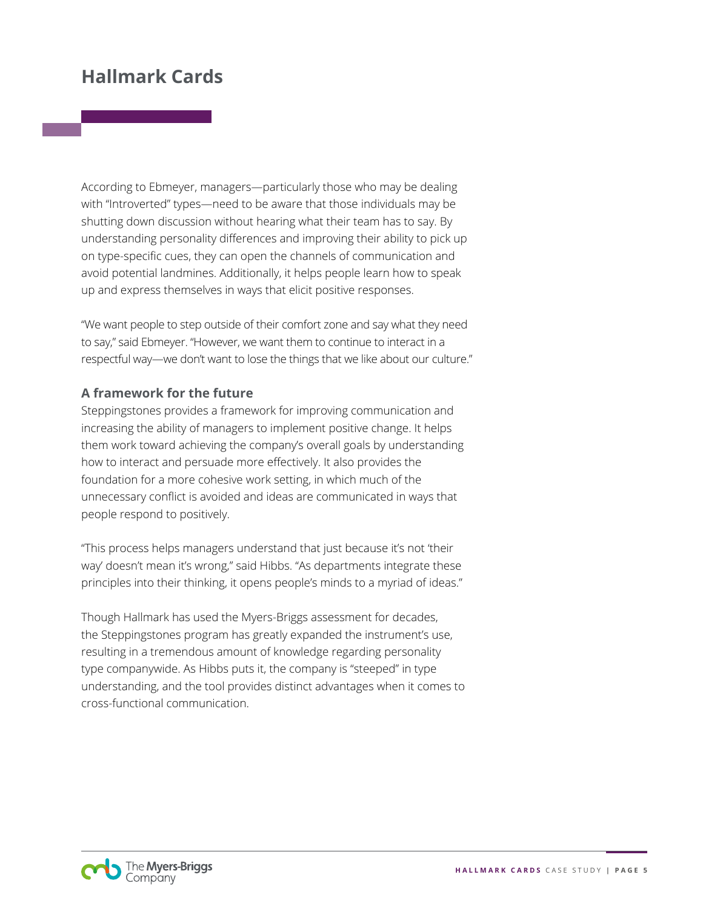# Hallmark Cards

According to Ebmeyer, managers—particularly those who may be dealing with "Introverted" types—need to be aware that those individuals may be shutting down discussion without hearing what their team has to say. By understanding personality differences and improving their ability to pick up on type-specific cues, they can open the channels of communication and avoid potential landmines. Additionally, it helps people learn how to speak up and express themselves in ways that elicit positive responses.

"We want people to step outside of their comfort zone and say what they need to say," said Ebmeyer. "However, we want them to continue to interact in a respectful way—we don't want to lose the things that we like about our culture."

### A framework for the future

Steppingstones provides a framework for improving communication and increasing the ability of managers to implement positive change. It helps them work toward achieving the company's overall goals by understanding how to interact and persuade more effectively. It also provides the foundation for a more cohesive work setting, in which much of the unnecessary conflict is avoided and ideas are communicated in ways that people respond to positively.

"This process helps managers understand that just because it's not 'their way' doesn't mean it's wrong," said Hibbs. "As departments integrate these principles into their thinking, it opens people's minds to a myriad of ideas."

Though Hallmark has used the Myers-Briggs assessment for decades, the Steppingstones program has greatly expanded the instrument's use, resulting in a tremendous amount of knowledge regarding personality type companywide. As Hibbs puts it, the company is "steeped" in type understanding, and the tool provides distinct advantages when it comes to cross-functional communication.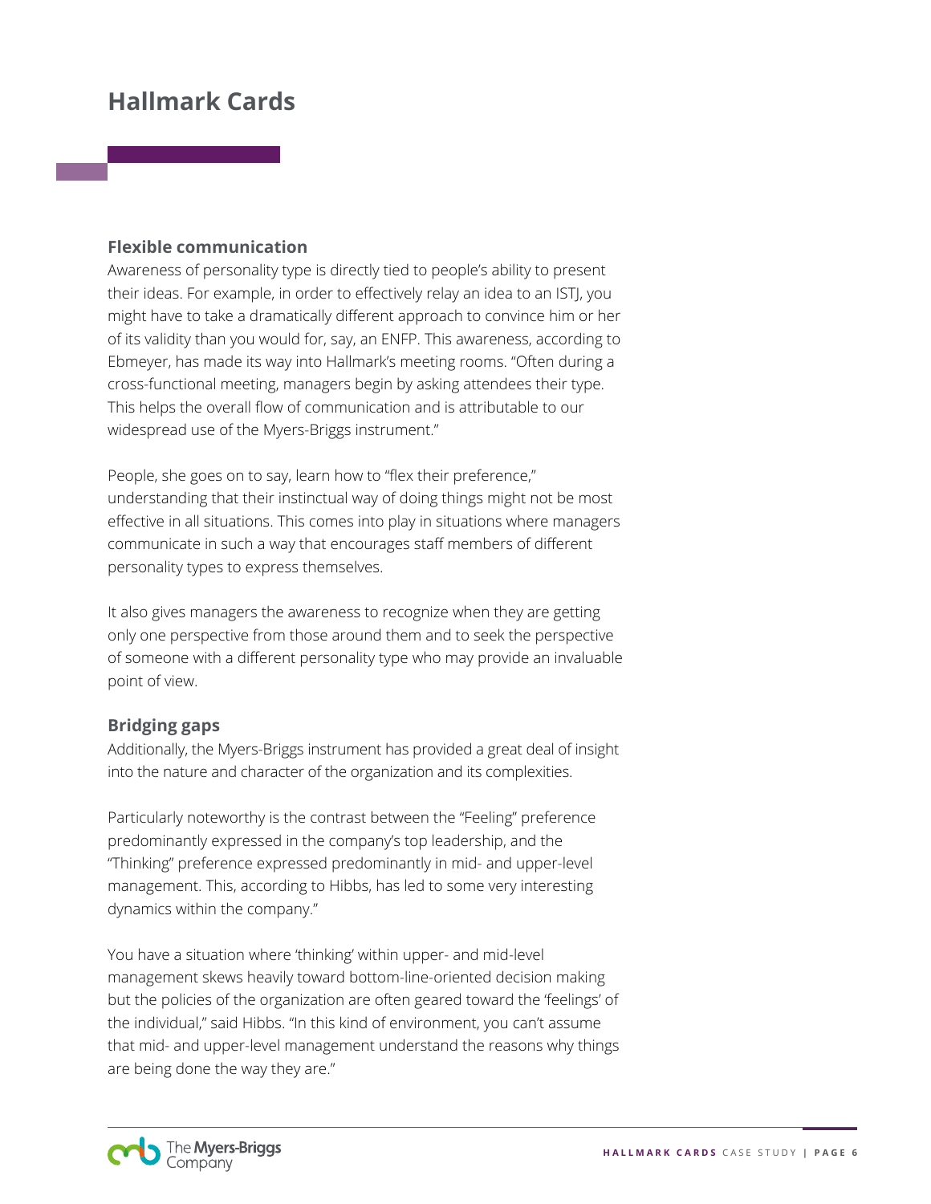## Hallmark Cards

### Flexible communication

Awareness of personality type is directly tied to people's ability to present their ideas. For example, in order to effectively relay an idea to an ISTJ, you might have to take a dramatically different approach to convince him or her of its validity than you would for, say, an ENFP. This awareness, according to Ebmeyer, has made its way into Hallmark's meeting rooms. "Often during a cross-functional meeting, managers begin by asking attendees their type. This helps the overall flow of communication and is attributable to our widespread use of the Myers-Briggs instrument."

People, she goes on to say, learn how to "flex their preference," understanding that their instinctual way of doing things might not be most effective in all situations. This comes into play in situations where managers communicate in such a way that encourages staff members of different personality types to express themselves.

It also gives managers the awareness to recognize when they are getting only one perspective from those around them and to seek the perspective of someone with a different personality type who may provide an invaluable point of view.

### Bridging gaps

Additionally, the Myers-Briggs instrument has provided a great deal of insight into the nature and character of the organization and its complexities.

Particularly noteworthy is the contrast between the "Feeling" preference predominantly expressed in the company's top leadership, and the "Thinking" preference expressed predominantly in mid- and upper-level management. This, according to Hibbs, has led to some very interesting dynamics within the company."

You have a situation where 'thinking' within upper- and mid-level management skews heavily toward bottom-line-oriented decision making but the policies of the organization are often geared toward the 'feelings' of the individual," said Hibbs. "In this kind of environment, you can't assume that mid- and upper-level management understand the reasons why things are being done the way they are."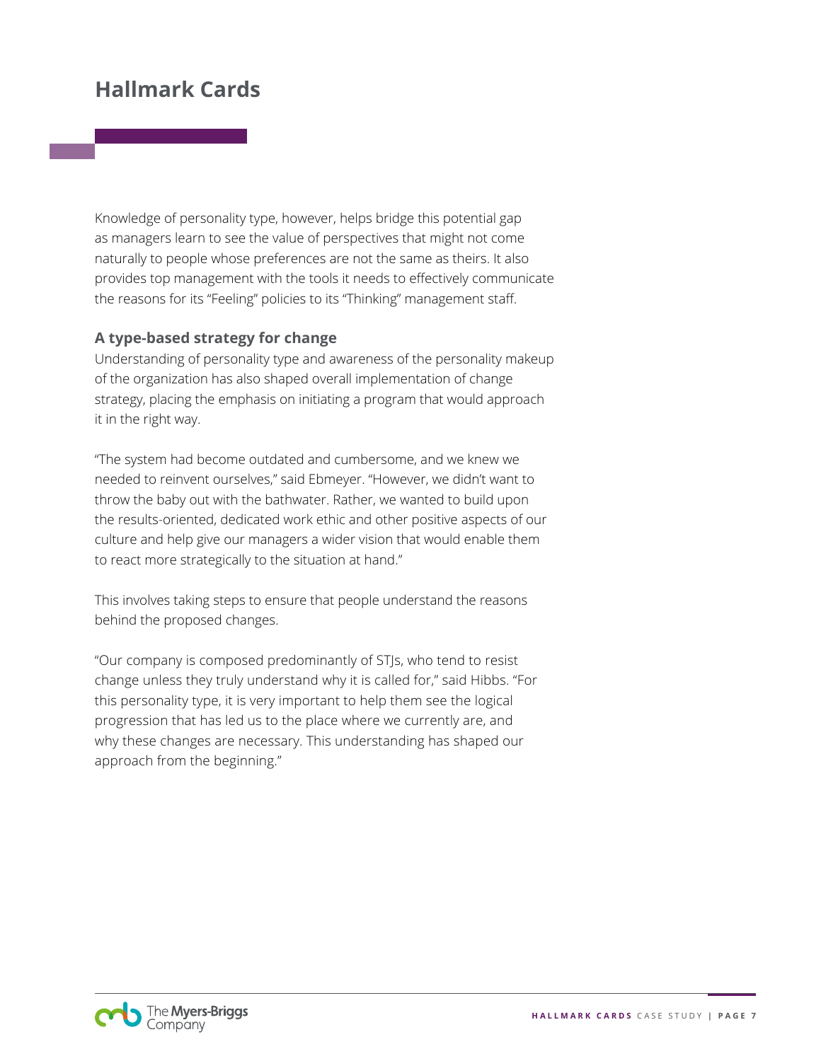Knowledge of personality type, however, helps bridge this potential gap as managers learn to see the value of perspectives that might not come naturally to people whose preferences are not the same as theirs. It also provides top management with the tools it needs to effectively communicate the reasons for its "Feeling" policies to its "Thinking" management staff.

### A type-based strategy for change

Understanding of personality type and awareness of the personality makeup of the organization has also shaped overall implementation of change strategy, placing the emphasis on initiating a program that would approach it in the right way.

"The system had become outdated and cumbersome, and we knew we needed to reinvent ourselves," said Ebmeyer. "However, we didn't want to throw the baby out with the bathwater. Rather, we wanted to build upon the results-oriented, dedicated work ethic and other positive aspects of our culture and help give our managers a wider vision that would enable them to react more strategically to the situation at hand."

This involves taking steps to ensure that people understand the reasons behind the proposed changes.

"Our company is composed predominantly of STJs, who tend to resist change unless they truly understand why it is called for," said Hibbs. "For this personality type, it is very important to help them see the logical progression that has led us to the place where we currently are, and why these changes are necessary. This understanding has shaped our approach from the beginning."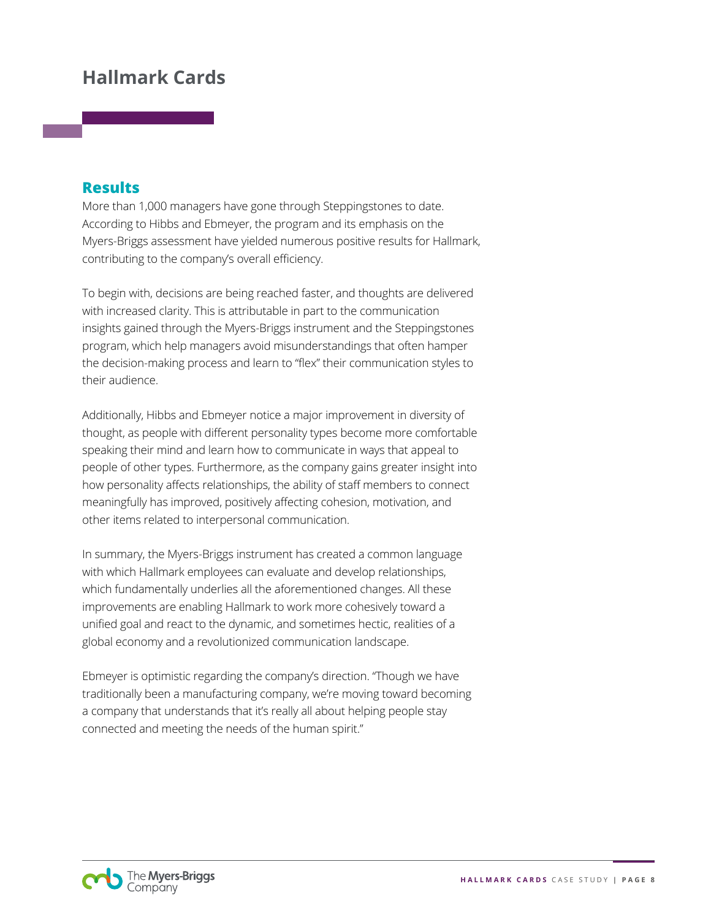# Hallmark Cards

## Results

More than 1,000 managers have gone through Steppingstones to date. According to Hibbs and Ebmeyer, the program and its emphasis on the Myers-Briggs assessment have yielded numerous positive results for Hallmark, contributing to the company's overall efficiency.

To begin with, decisions are being reached faster, and thoughts are delivered with increased clarity. This is attributable in part to the communication insights gained through the Myers-Briggs instrument and the Steppingstones program, which help managers avoid misunderstandings that often hamper the decision-making process and learn to "flex" their communication styles to their audience.

Additionally, Hibbs and Ebmeyer notice a major improvement in diversity of thought, as people with different personality types become more comfortable speaking their mind and learn how to communicate in ways that appeal to people of other types. Furthermore, as the company gains greater insight into how personality affects relationships, the ability of staff members to connect meaningfully has improved, positively affecting cohesion, motivation, and other items related to interpersonal communication.

In summary, the Myers-Briggs instrument has created a common language with which Hallmark employees can evaluate and develop relationships, which fundamentally underlies all the aforementioned changes. All these improvements are enabling Hallmark to work more cohesively toward a unified goal and react to the dynamic, and sometimes hectic, realities of a global economy and a revolutionized communication landscape.

Ebmeyer is optimistic regarding the company's direction. "Though we have traditionally been a manufacturing company, we're moving toward becoming a company that understands that it's really all about helping people stay connected and meeting the needs of the human spirit."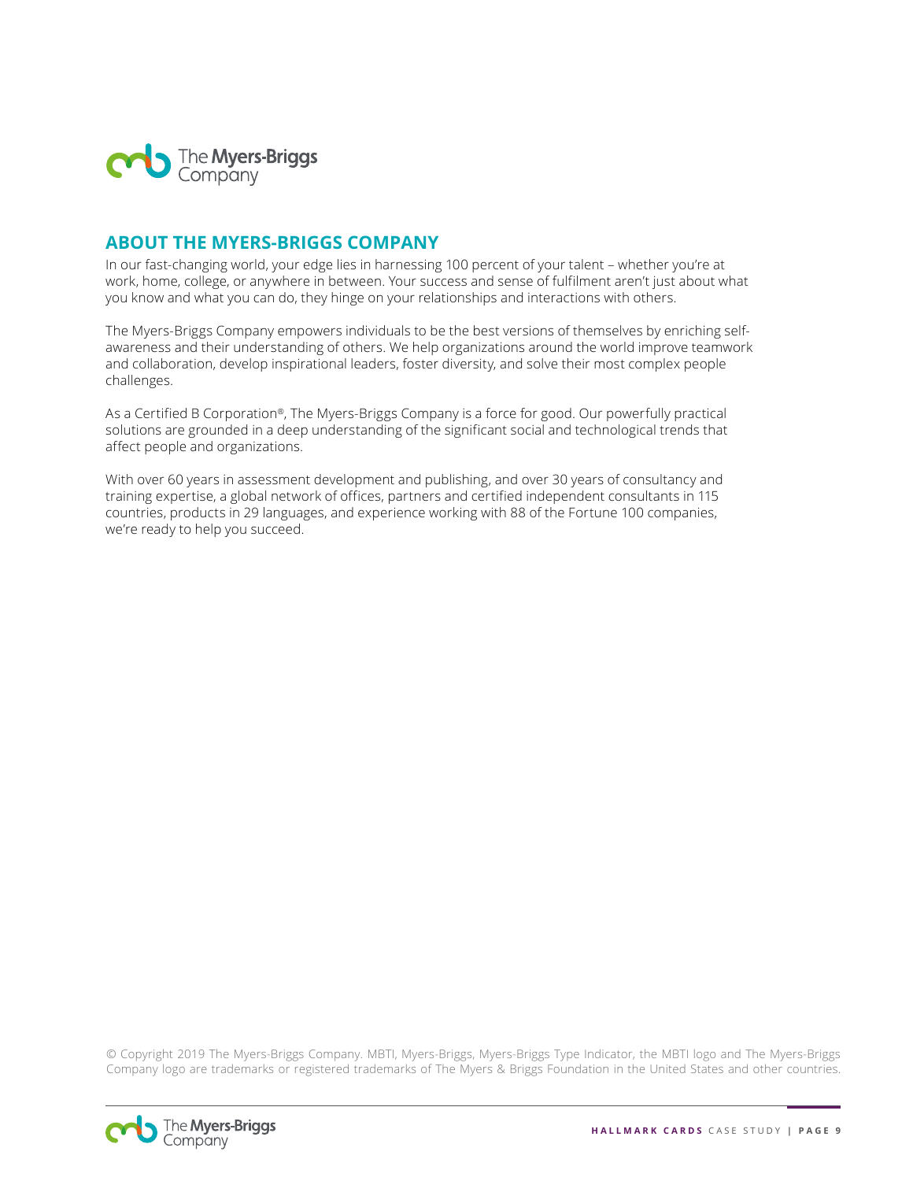## ABOUT THE MYERS-BRIGGS COMPANY

In our fast-changing world, your edge lies in harnessing 100 percent of your talent – whether you're at work, home, college, or anywhere in between. Your success and sense of fulfilment aren't just about what you know and what you can do, they hinge on your relationships and interactions with others.

The Myers-Briggs Company empowers individuals to be the best versions of themselves by enriching self-awareness and their understanding of others. We help organizations around the world improve teamwork and collaboration, develop inspirational leaders, foster diversity, and solve their most complex people challenges.

As a Certified B Corporation®, The Myers-Briggs Company is a force for good. Our powerfully practical solutions are grounded in a deep understanding of the significant social and technological trends that affect people and organizations.

With over 60 years in assessment development and publishing, and over 30 years of consultancy and training expertise, a global network of offices, partners and certified independent consultants in 115 countries, products in 29 languages, and experience working with 88 of the Fortune 100 companies, we're ready to help you succeed.

© Copyright 2019 The Myers-Briggs Company. MBTI, Myers-Briggs, Myers-Briggs Type Indicator, the MBTI logo and The Myers-Briggs Company logo are trademarks or registered trademarks of The Myers & Briggs Foundation in the United States and other countries.